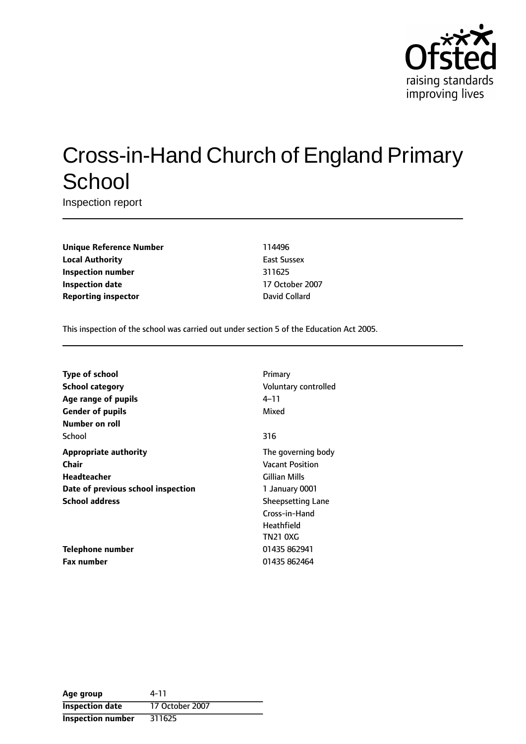# Cross-in-Hand Church of England Primary School

Inspection report

| | |
|---|---|
| **Unique Reference Number** | 114496 |
| **Local Authority** | East Sussex |
| **Inspection number** | 311625 |
| **Inspection date** | 17 October 2007 |
| **Reporting inspector** | David Collard |

This inspection of the school was carried out under section 5 of the Education Act 2005.

| | |
|---|---|
| **Type of school** | Primary |
| **School category** | Voluntary controlled |
| **Age range of pupils** | 4–11 |
| **Gender of pupils** | Mixed |
| **Number on roll** | |
| School | 316 |
| **Appropriate authority** | The governing body |
| **Chair** | Vacant Position |
| **Headteacher** | Gillian Mills |
| **Date of previous school inspection** | 1 January 0001 |
| **School address** | Sheepsetting Lane<br>Cross-in-Hand<br>Heathfield<br>TN21 0XG |
| **Telephone number** | 01435 862941 |
| **Fax number** | 01435 862464 |

| | |
|---|---|
| **Age group** | 4-11 |
| **Inspection date** | 17 October 2007 |
| **Inspection number** | 311625 |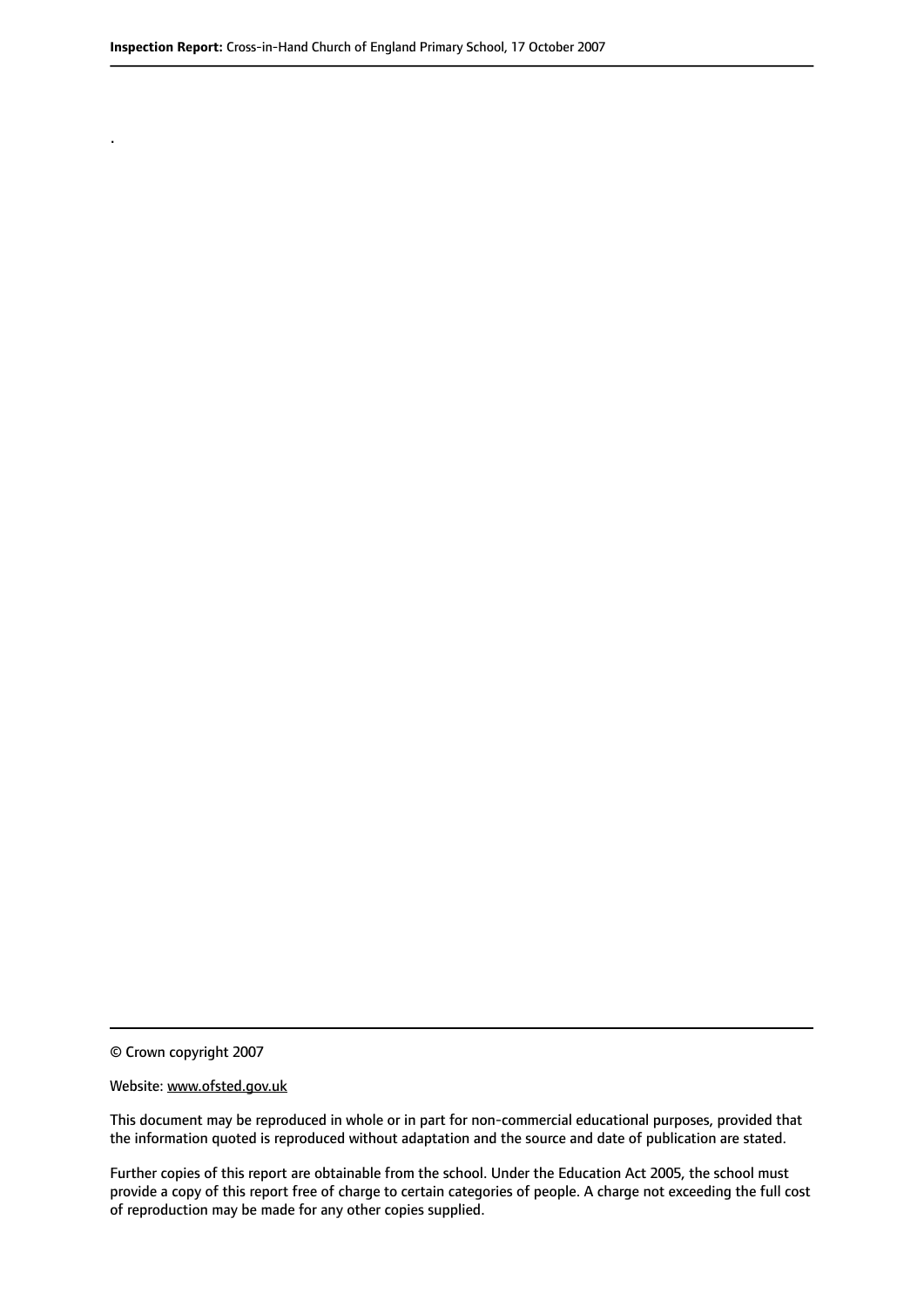.

© Crown copyright 2007

Website: www.ofsted.gov.uk

This document may be reproduced in whole or in part for non-commercial educational purposes, provided that the information quoted is reproduced without adaptation and the source and date of publication are stated.

Further copies of this report are obtainable from the school. Under the Education Act 2005, the school must provide a copy of this report free of charge to certain categories of people. A charge not exceeding the full cost of reproduction may be made for any other copies supplied.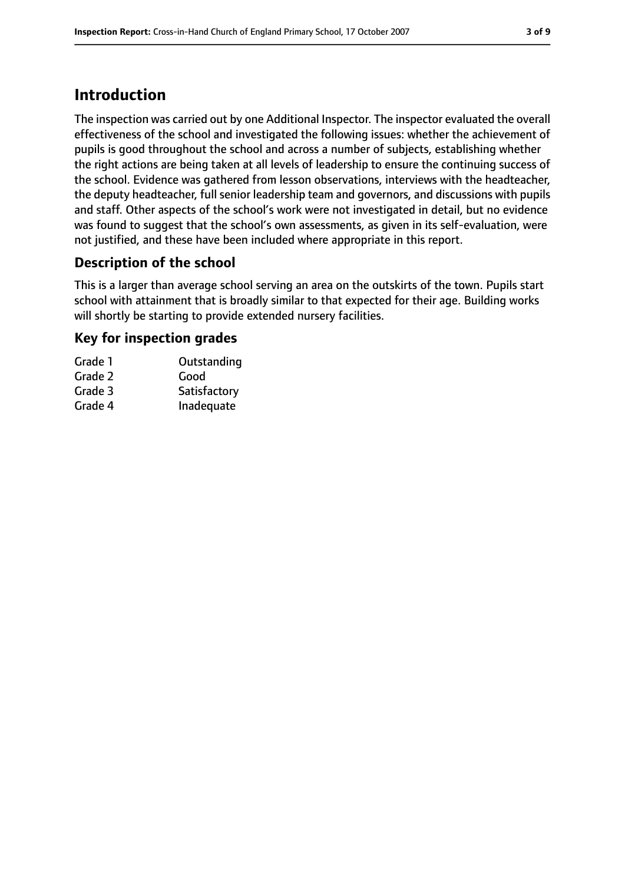# Introduction

The inspection was carried out by one Additional Inspector. The inspector evaluated the overall effectiveness of the school and investigated the following issues: whether the achievement of pupils is good throughout the school and across a number of subjects, establishing whether the right actions are being taken at all levels of leadership to ensure the continuing success of the school. Evidence was gathered from lesson observations, interviews with the headteacher, the deputy headteacher, full senior leadership team and governors, and discussions with pupils and staff. Other aspects of the school's work were not investigated in detail, but no evidence was found to suggest that the school's own assessments, as given in its self-evaluation, were not justified, and these have been included where appropriate in this report.

## Description of the school

This is a larger than average school serving an area on the outskirts of the town. Pupils start school with attainment that is broadly similar to that expected for their age. Building works will shortly be starting to provide extended nursery facilities.

## Key for inspection grades

| | |
|---|---|
| Grade 1 | Outstanding |
| Grade 2 | Good |
| Grade 3 | Satisfactory |
| Grade 4 | Inadequate |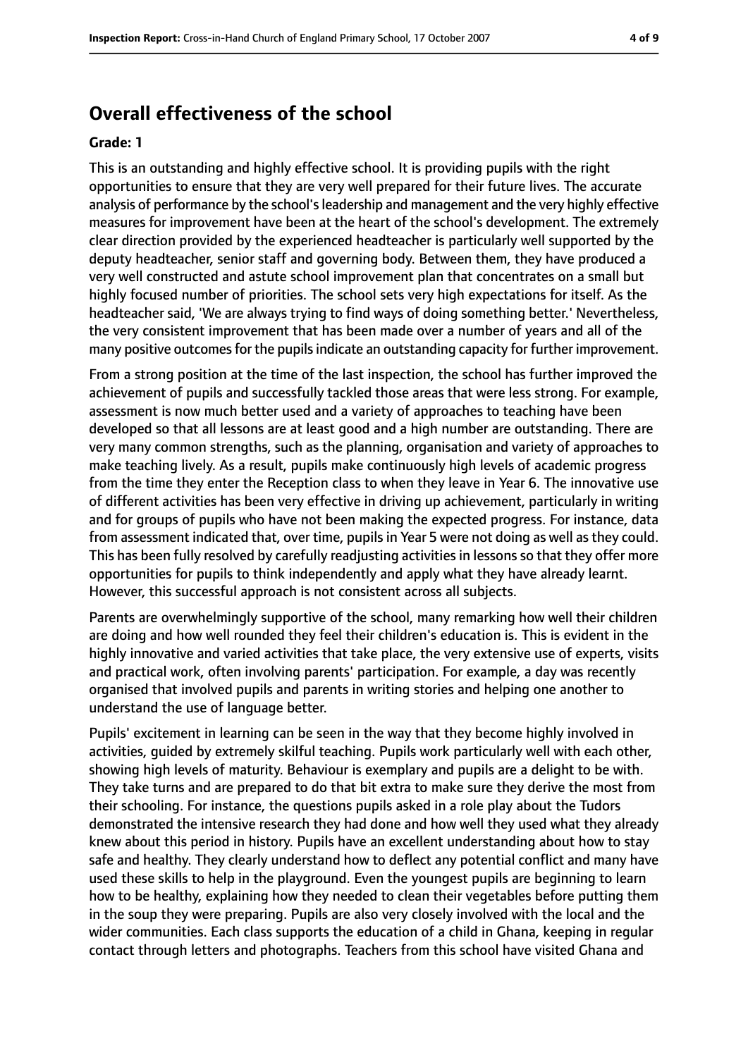## Overall effectiveness of the school

### Grade: 1

This is an outstanding and highly effective school. It is providing pupils with the right opportunities to ensure that they are very well prepared for their future lives. The accurate analysis of performance by the school's leadership and management and the very highly effective measures for improvement have been at the heart of the school's development. The extremely clear direction provided by the experienced headteacher is particularly well supported by the deputy headteacher, senior staff and governing body. Between them, they have produced a very well constructed and astute school improvement plan that concentrates on a small but highly focused number of priorities. The school sets very high expectations for itself. As the headteacher said, 'We are always trying to find ways of doing something better.' Nevertheless, the very consistent improvement that has been made over a number of years and all of the many positive outcomes for the pupils indicate an outstanding capacity for further improvement.

From a strong position at the time of the last inspection, the school has further improved the achievement of pupils and successfully tackled those areas that were less strong. For example, assessment is now much better used and a variety of approaches to teaching have been developed so that all lessons are at least good and a high number are outstanding. There are very many common strengths, such as the planning, organisation and variety of approaches to make teaching lively. As a result, pupils make continuously high levels of academic progress from the time they enter the Reception class to when they leave in Year 6. The innovative use of different activities has been very effective in driving up achievement, particularly in writing and for groups of pupils who have not been making the expected progress. For instance, data from assessment indicated that, over time, pupils in Year 5 were not doing as well as they could. This has been fully resolved by carefully readjusting activities in lessons so that they offer more opportunities for pupils to think independently and apply what they have already learnt. However, this successful approach is not consistent across all subjects.

Parents are overwhelmingly supportive of the school, many remarking how well their children are doing and how well rounded they feel their children's education is. This is evident in the highly innovative and varied activities that take place, the very extensive use of experts, visits and practical work, often involving parents' participation. For example, a day was recently organised that involved pupils and parents in writing stories and helping one another to understand the use of language better.

Pupils' excitement in learning can be seen in the way that they become highly involved in activities, guided by extremely skilful teaching. Pupils work particularly well with each other, showing high levels of maturity. Behaviour is exemplary and pupils are a delight to be with. They take turns and are prepared to do that bit extra to make sure they derive the most from their schooling. For instance, the questions pupils asked in a role play about the Tudors demonstrated the intensive research they had done and how well they used what they already knew about this period in history. Pupils have an excellent understanding about how to stay safe and healthy. They clearly understand how to deflect any potential conflict and many have used these skills to help in the playground. Even the youngest pupils are beginning to learn how to be healthy, explaining how they needed to clean their vegetables before putting them in the soup they were preparing. Pupils are also very closely involved with the local and the wider communities. Each class supports the education of a child in Ghana, keeping in regular contact through letters and photographs. Teachers from this school have visited Ghana and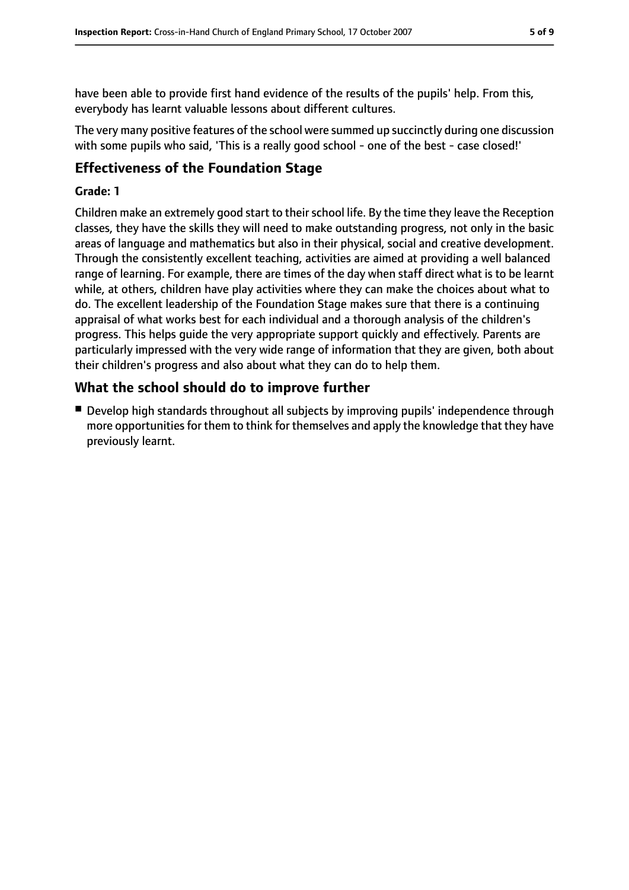have been able to provide first hand evidence of the results of the pupils' help. From this, everybody has learnt valuable lessons about different cultures.

The very many positive features of the school were summed up succinctly during one discussion with some pupils who said, 'This is a really good school - one of the best - case closed!'

## Effectiveness of the Foundation Stage

**Grade: 1**

Children make an extremely good start to their school life. By the time they leave the Reception classes, they have the skills they will need to make outstanding progress, not only in the basic areas of language and mathematics but also in their physical, social and creative development. Through the consistently excellent teaching, activities are aimed at providing a well balanced range of learning. For example, there are times of the day when staff direct what is to be learnt while, at others, children have play activities where they can make the choices about what to do. The excellent leadership of the Foundation Stage makes sure that there is a continuing appraisal of what works best for each individual and a thorough analysis of the children's progress. This helps guide the very appropriate support quickly and effectively. Parents are particularly impressed with the very wide range of information that they are given, both about their children's progress and also about what they can do to help them.

## What the school should do to improve further

- Develop high standards throughout all subjects by improving pupils' independence through more opportunities for them to think for themselves and apply the knowledge that they have previously learnt.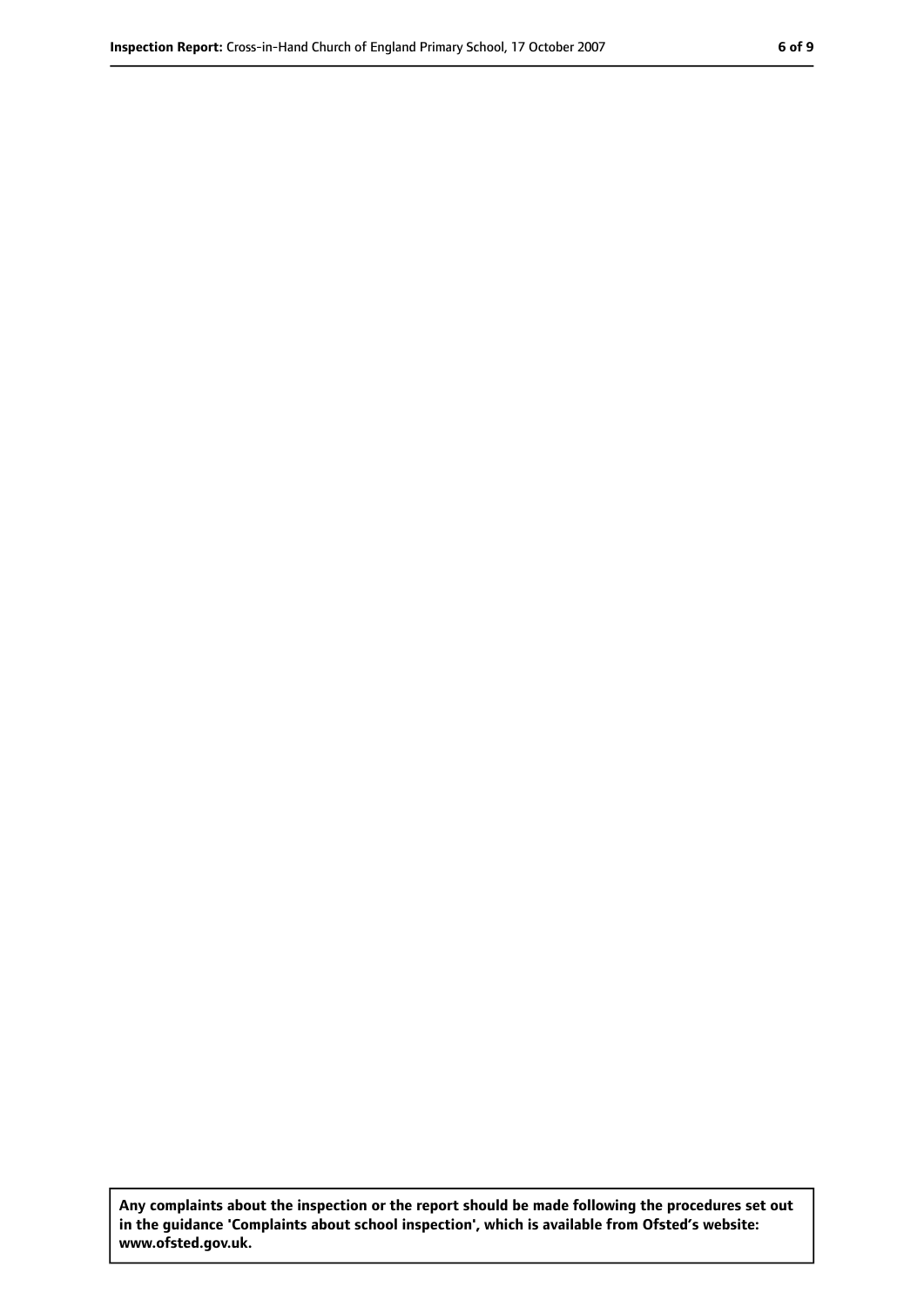**Any complaints about the inspection or the report should be made following the procedures set out in the guidance 'Complaints about school inspection', which is available from Ofsted's website: www.ofsted.gov.uk.**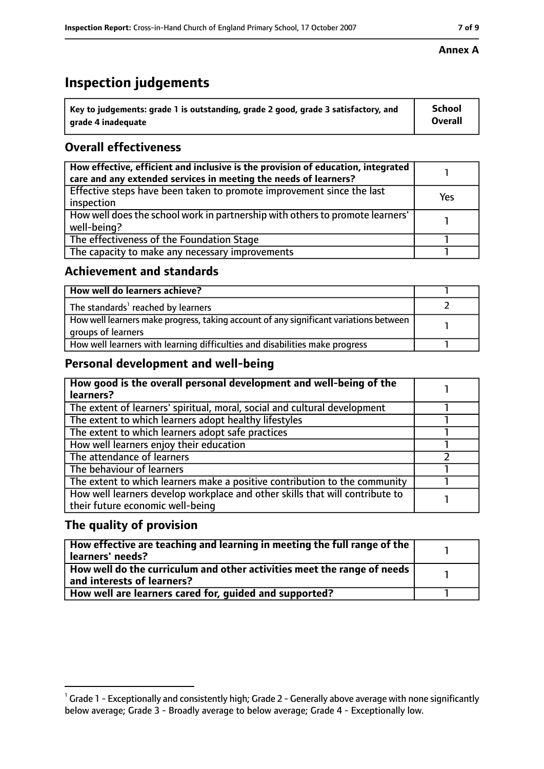**Annex A**

# Inspection judgements

| Key to judgements: grade 1 is outstanding, grade 2 good, grade 3 satisfactory, and grade 4 inadequate | School Overall |
|---|---|

## Overall effectiveness

| | |
|---|---|
| How effective, efficient and inclusive is the provision of education, integrated care and any extended services in meeting the needs of learners? | 1 |
| Effective steps have been taken to promote improvement since the last inspection | Yes |
| How well does the school work in partnership with others to promote learners' well-being? | 1 |
| The effectiveness of the Foundation Stage | 1 |
| The capacity to make any necessary improvements | 1 |

## Achievement and standards

| | |
|---|---|
| How well do learners achieve? | 1 |
| The standards[1] reached by learners | 2 |
| How well learners make progress, taking account of any significant variations between groups of learners | 1 |
| How well learners with learning difficulties and disabilities make progress | 1 |

## Personal development and well-being

| | |
|---|---|
| How good is the overall personal development and well-being of the learners? | 1 |
| The extent of learners' spiritual, moral, social and cultural development | 1 |
| The extent to which learners adopt healthy lifestyles | 1 |
| The extent to which learners adopt safe practices | 1 |
| How well learners enjoy their education | 1 |
| The attendance of learners | 2 |
| The behaviour of learners | 1 |
| The extent to which learners make a positive contribution to the community | 1 |
| How well learners develop workplace and other skills that will contribute to their future economic well-being | 1 |

## The quality of provision

| | |
|---|---|
| How effective are teaching and learning in meeting the full range of the learners' needs? | 1 |
| How well do the curriculum and other activities meet the range of needs and interests of learners? | 1 |
| How well are learners cared for, guided and supported? | 1 |

[1] Grade 1 - Exceptionally and consistently high; Grade 2 - Generally above average with none significantly below average; Grade 3 - Broadly average to below average; Grade 4 - Exceptionally low.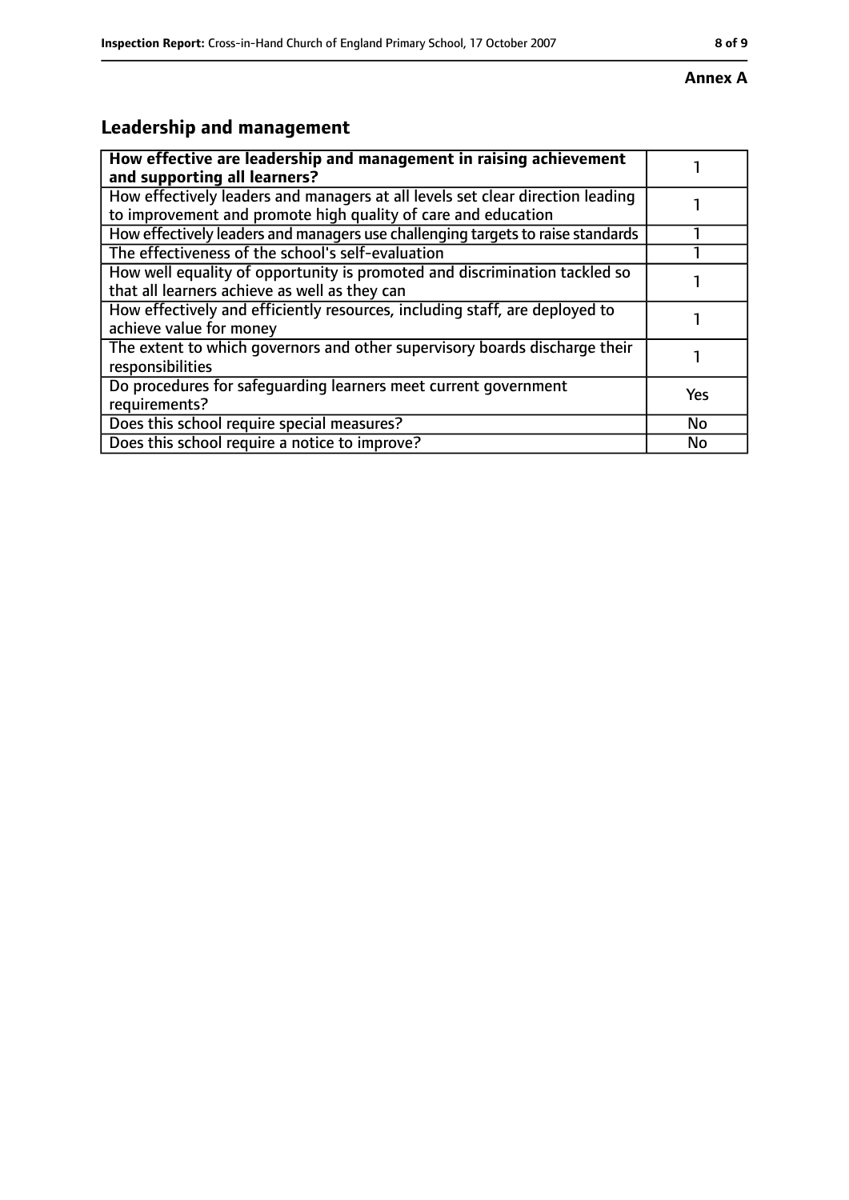**Annex A**

## Leadership and management

| How effective are leadership and management in raising achievement and supporting all learners? | 1 |
|---|---|
| How effectively leaders and managers at all levels set clear direction leading to improvement and promote high quality of care and education | 1 |
| How effectively leaders and managers use challenging targets to raise standards | 1 |
| The effectiveness of the school's self-evaluation | 1 |
| How well equality of opportunity is promoted and discrimination tackled so that all learners achieve as well as they can | 1 |
| How effectively and efficiently resources, including staff, are deployed to achieve value for money | 1 |
| The extent to which governors and other supervisory boards discharge their responsibilities | 1 |
| Do procedures for safeguarding learners meet current government requirements? | Yes |
| Does this school require special measures? | No |
| Does this school require a notice to improve? | No |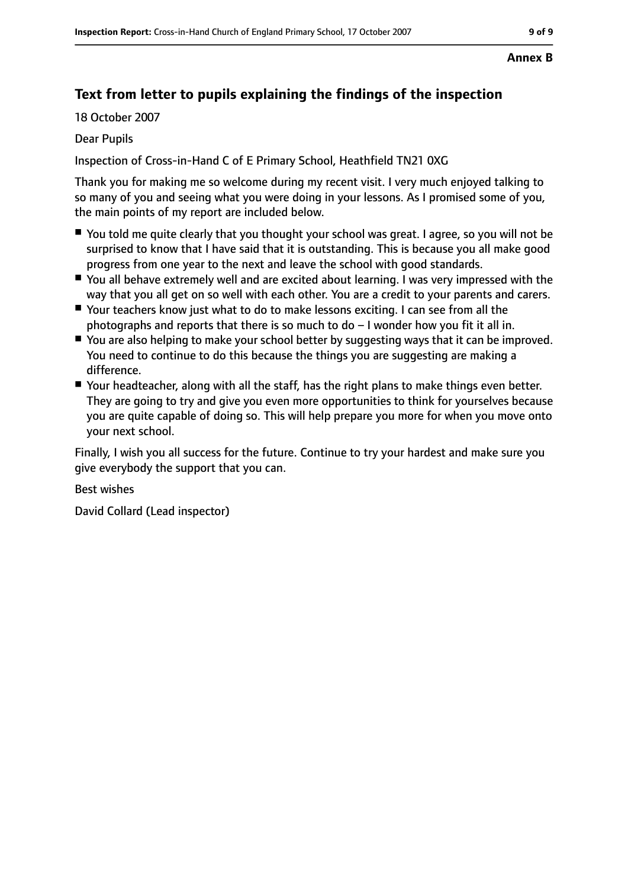**Annex B**

## Text from letter to pupils explaining the findings of the inspection

18 October 2007

Dear Pupils

Inspection of Cross-in-Hand C of E Primary School, Heathfield TN21 0XG

Thank you for making me so welcome during my recent visit. I very much enjoyed talking to so many of you and seeing what you were doing in your lessons. As I promised some of you, the main points of my report are included below.

- You told me quite clearly that you thought your school was great. I agree, so you will not be surprised to know that I have said that it is outstanding. This is because you all make good progress from one year to the next and leave the school with good standards.
- You all behave extremely well and are excited about learning. I was very impressed with the way that you all get on so well with each other. You are a credit to your parents and carers.
- Your teachers know just what to do to make lessons exciting. I can see from all the photographs and reports that there is so much to do – I wonder how you fit it all in.
- You are also helping to make your school better by suggesting ways that it can be improved. You need to continue to do this because the things you are suggesting are making a difference.
- Your headteacher, along with all the staff, has the right plans to make things even better. They are going to try and give you even more opportunities to think for yourselves because you are quite capable of doing so. This will help prepare you more for when you move onto your next school.

Finally, I wish you all success for the future. Continue to try your hardest and make sure you give everybody the support that you can.

Best wishes

David Collard (Lead inspector)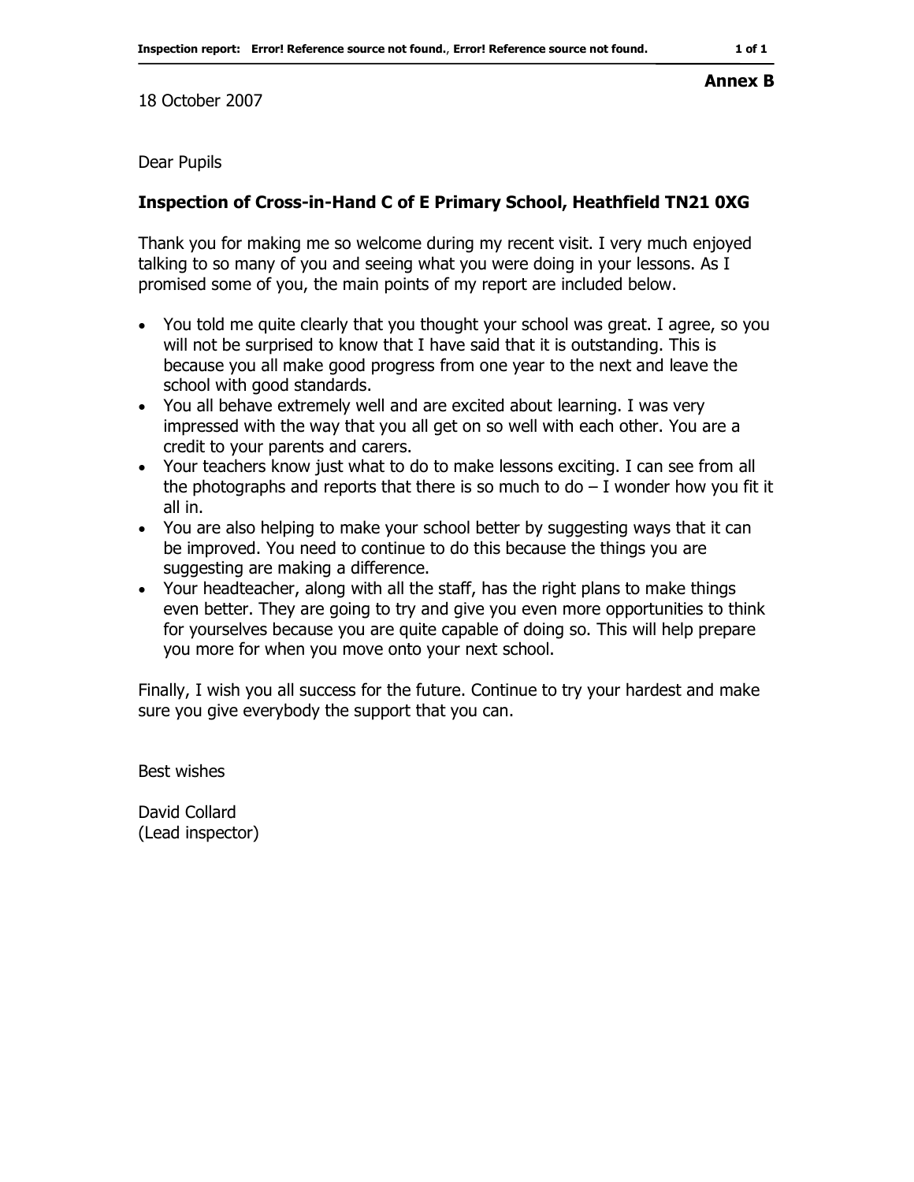**Annex B**

18 October 2007

Dear Pupils

**Inspection of Cross-in-Hand C of E Primary School, Heathfield TN21 0XG**

Thank you for making me so welcome during my recent visit. I very much enjoyed talking to so many of you and seeing what you were doing in your lessons. As I promised some of you, the main points of my report are included below.

- You told me quite clearly that you thought your school was great. I agree, so you will not be surprised to know that I have said that it is outstanding. This is because you all make good progress from one year to the next and leave the school with good standards.
- You all behave extremely well and are excited about learning. I was very impressed with the way that you all get on so well with each other. You are a credit to your parents and carers.
- Your teachers know just what to do to make lessons exciting. I can see from all the photographs and reports that there is so much to do – I wonder how you fit it all in.
- You are also helping to make your school better by suggesting ways that it can be improved. You need to continue to do this because the things you are suggesting are making a difference.
- Your headteacher, along with all the staff, has the right plans to make things even better. They are going to try and give you even more opportunities to think for yourselves because you are quite capable of doing so. This will help prepare you more for when you move onto your next school.

Finally, I wish you all success for the future. Continue to try your hardest and make sure you give everybody the support that you can.

Best wishes

David Collard
(Lead inspector)